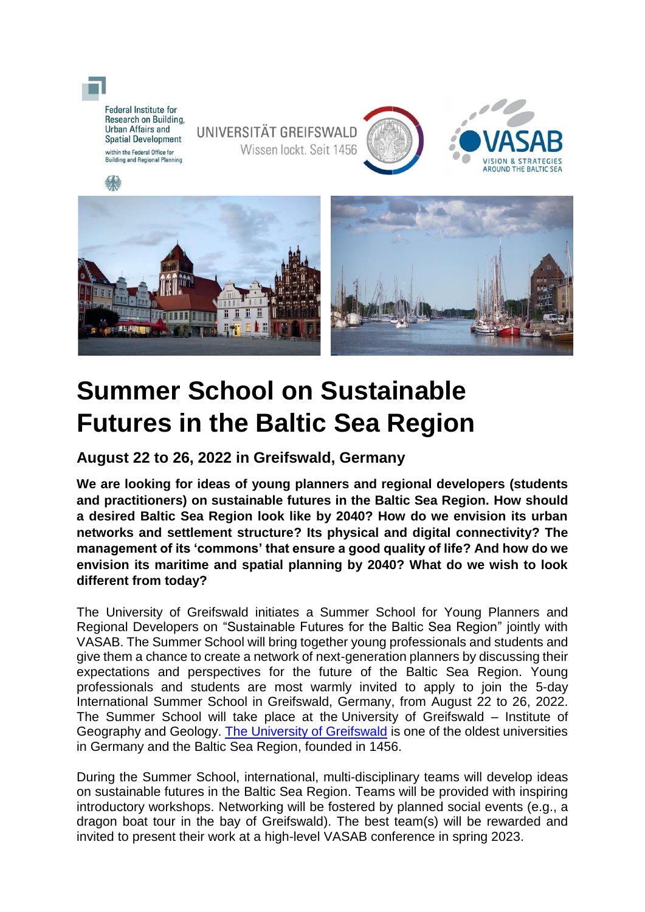Federal Institute for Research on Building, Urban Affairs and Spatial Development

within the Federal Office for Building and Regional Planning

UNIVERSITÄT GREIFSWALD
Wissen lockt. Seit 1456

VASAB
VISION & STRATEGIES AROUND THE BALTIC SEA

# Summer School on Sustainable Futures in the Baltic Sea Region

### August 22 to 26, 2022 in Greifswald, Germany

**We are looking for ideas of young planners and regional developers (students and practitioners) on sustainable futures in the Baltic Sea Region. How should a desired Baltic Sea Region look like by 2040? How do we envision its urban networks and settlement structure? Its physical and digital connectivity? The management of its 'commons' that ensure a good quality of life? And how do we envision its maritime and spatial planning by 2040? What do we wish to look different from today?**

The University of Greifswald initiates a Summer School for Young Planners and Regional Developers on "Sustainable Futures for the Baltic Sea Region" jointly with VASAB. The Summer School will bring together young professionals and students and give them a chance to create a network of next-generation planners by discussing their expectations and perspectives for the future of the Baltic Sea Region. Young professionals and students are most warmly invited to apply to join the 5-day International Summer School in Greifswald, Germany, from August 22 to 26, 2022. The Summer School will take place at the University of Greifswald – Institute of Geography and Geology. The University of Greifswald is one of the oldest universities in Germany and the Baltic Sea Region, founded in 1456.

During the Summer School, international, multi-disciplinary teams will develop ideas on sustainable futures in the Baltic Sea Region. Teams will be provided with inspiring introductory workshops. Networking will be fostered by planned social events (e.g., a dragon boat tour in the bay of Greifswald). The best team(s) will be rewarded and invited to present their work at a high-level VASAB conference in spring 2023.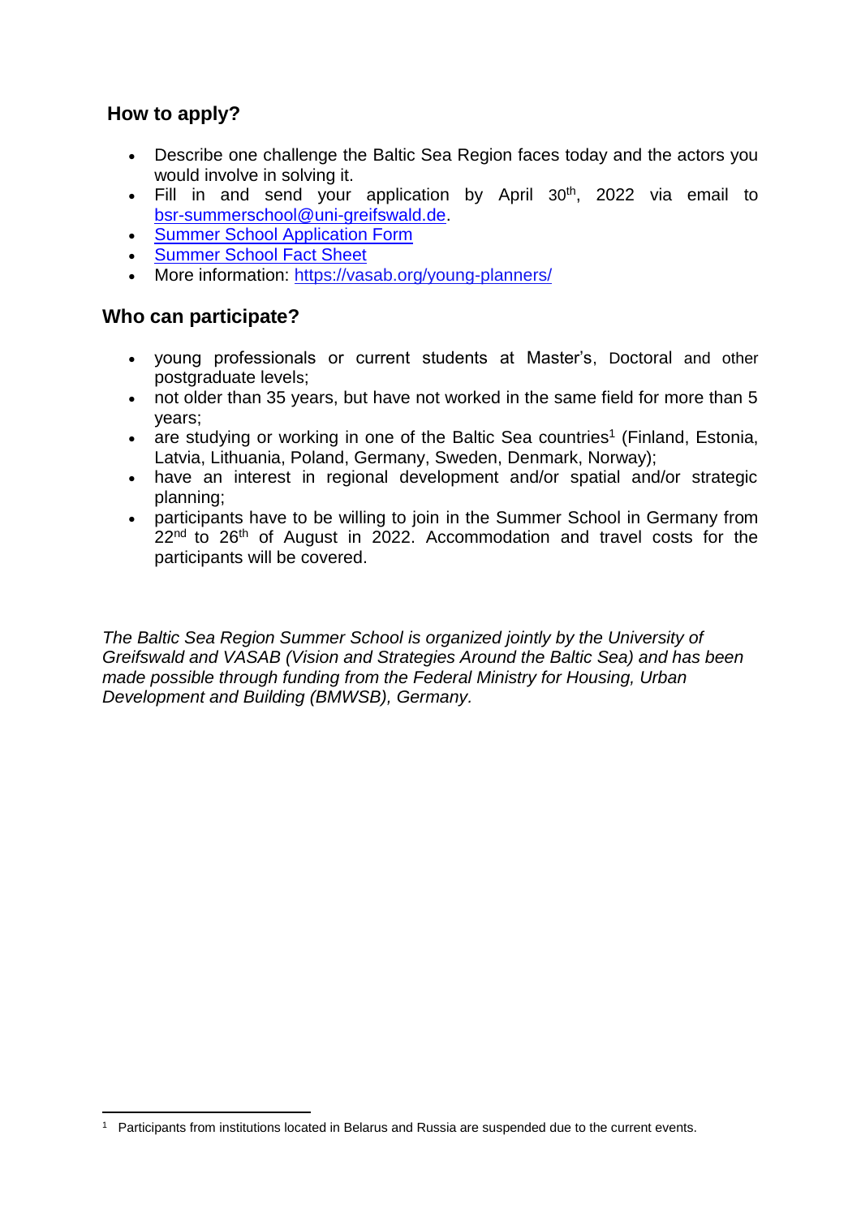## How to apply?

- Describe one challenge the Baltic Sea Region faces today and the actors you would involve in solving it.
- Fill in and send your application by April 30th, 2022 via email to bsr-summerschool@uni-greifswald.de.
- Summer School Application Form
- Summer School Fact Sheet
- More information: https://vasab.org/young-planners/

## Who can participate?

- young professionals or current students at Master's, Doctoral and other postgraduate levels;
- not older than 35 years, but have not worked in the same field for more than 5 years;
- are studying or working in one of the Baltic Sea countries[1] (Finland, Estonia, Latvia, Lithuania, Poland, Germany, Sweden, Denmark, Norway);
- have an interest in regional development and/or spatial and/or strategic planning;
- participants have to be willing to join in the Summer School in Germany from 22nd to 26th of August in 2022. Accommodation and travel costs for the participants will be covered.

*The Baltic Sea Region Summer School is organized jointly by the University of Greifswald and VASAB (Vision and Strategies Around the Baltic Sea) and has been made possible through funding from the Federal Ministry for Housing, Urban Development and Building (BMWSB), Germany.*

[1] Participants from institutions located in Belarus and Russia are suspended due to the current events.